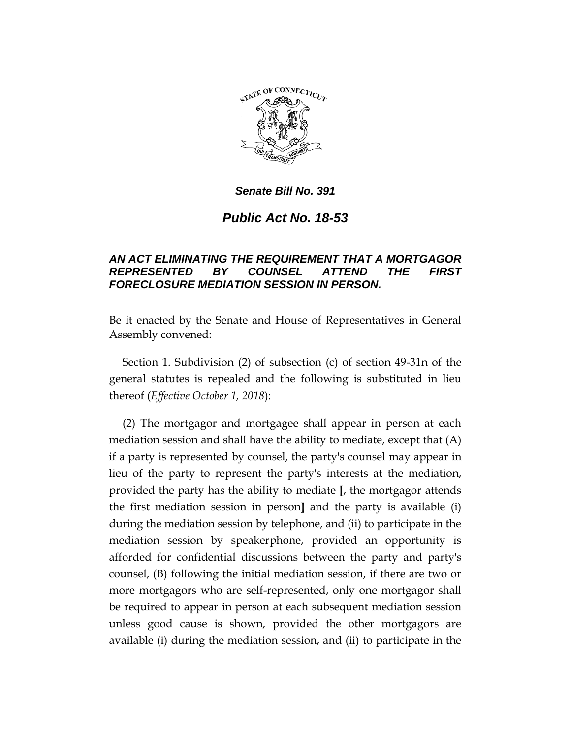***Senate Bill No. 391***

# *Public Act No. 18-53*

## *AN ACT ELIMINATING THE REQUIREMENT THAT A MORTGAGOR REPRESENTED BY COUNSEL ATTEND THE FIRST FORECLOSURE MEDIATION SESSION IN PERSON.*

Be it enacted by the Senate and House of Representatives in General Assembly convened:

Section 1. Subdivision (2) of subsection (c) of section 49-31n of the general statutes is repealed and the following is substituted in lieu thereof (*Effective October 1, 2018*):

(2) The mortgagor and mortgagee shall appear in person at each mediation session and shall have the ability to mediate, except that (A) if a party is represented by counsel, the party's counsel may appear in lieu of the party to represent the party's interests at the mediation, provided the party has the ability to mediate **[**, the mortgagor attends the first mediation session in person**]** and the party is available (i) during the mediation session by telephone, and (ii) to participate in the mediation session by speakerphone, provided an opportunity is afforded for confidential discussions between the party and party's counsel, (B) following the initial mediation session, if there are two or more mortgagors who are self-represented, only one mortgagor shall be required to appear in person at each subsequent mediation session unless good cause is shown, provided the other mortgagors are available (i) during the mediation session, and (ii) to participate in the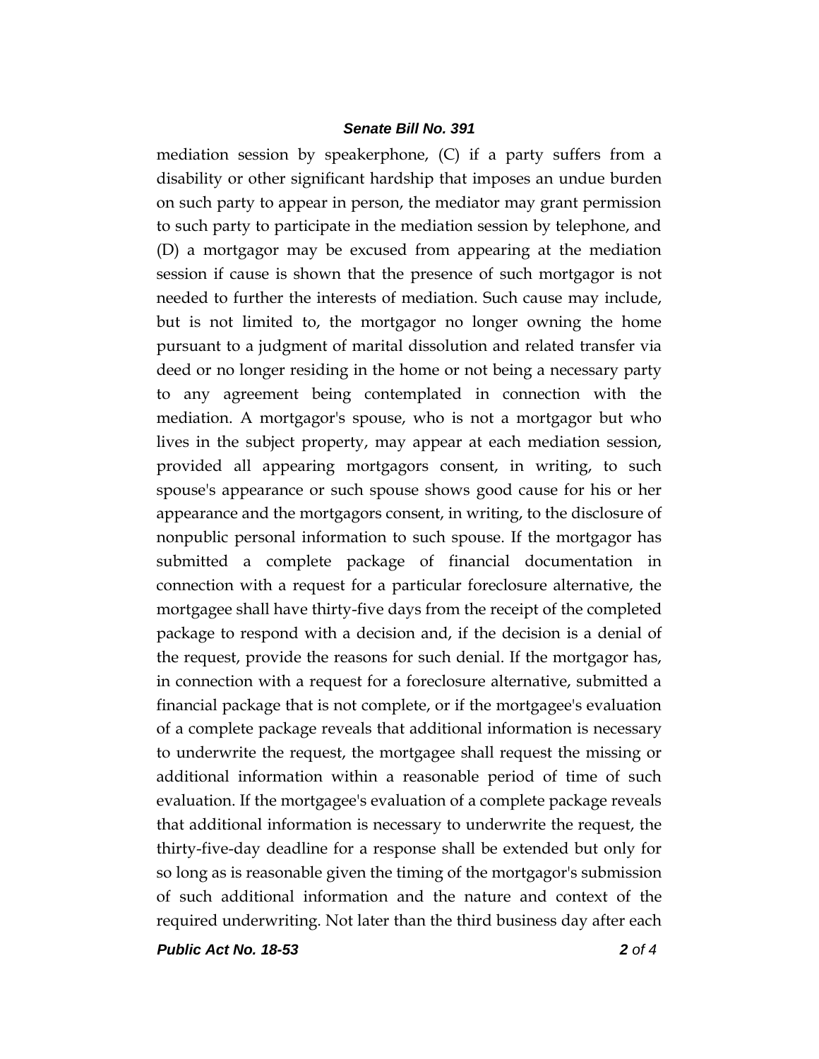mediation session by speakerphone, (C) if a party suffers from a disability or other significant hardship that imposes an undue burden on such party to appear in person, the mediator may grant permission to such party to participate in the mediation session by telephone, and (D) a mortgagor may be excused from appearing at the mediation session if cause is shown that the presence of such mortgagor is not needed to further the interests of mediation. Such cause may include, but is not limited to, the mortgagor no longer owning the home pursuant to a judgment of marital dissolution and related transfer via deed or no longer residing in the home or not being a necessary party to any agreement being contemplated in connection with the mediation. A mortgagor's spouse, who is not a mortgagor but who lives in the subject property, may appear at each mediation session, provided all appearing mortgagors consent, in writing, to such spouse's appearance or such spouse shows good cause for his or her appearance and the mortgagors consent, in writing, to the disclosure of nonpublic personal information to such spouse. If the mortgagor has submitted a complete package of financial documentation in connection with a request for a particular foreclosure alternative, the mortgagee shall have thirty-five days from the receipt of the completed package to respond with a decision and, if the decision is a denial of the request, provide the reasons for such denial. If the mortgagor has, in connection with a request for a foreclosure alternative, submitted a financial package that is not complete, or if the mortgagee's evaluation of a complete package reveals that additional information is necessary to underwrite the request, the mortgagee shall request the missing or additional information within a reasonable period of time of such evaluation. If the mortgagee's evaluation of a complete package reveals that additional information is necessary to underwrite the request, the thirty-five-day deadline for a response shall be extended but only for so long as is reasonable given the timing of the mortgagor's submission of such additional information and the nature and context of the required underwriting. Not later than the third business day after each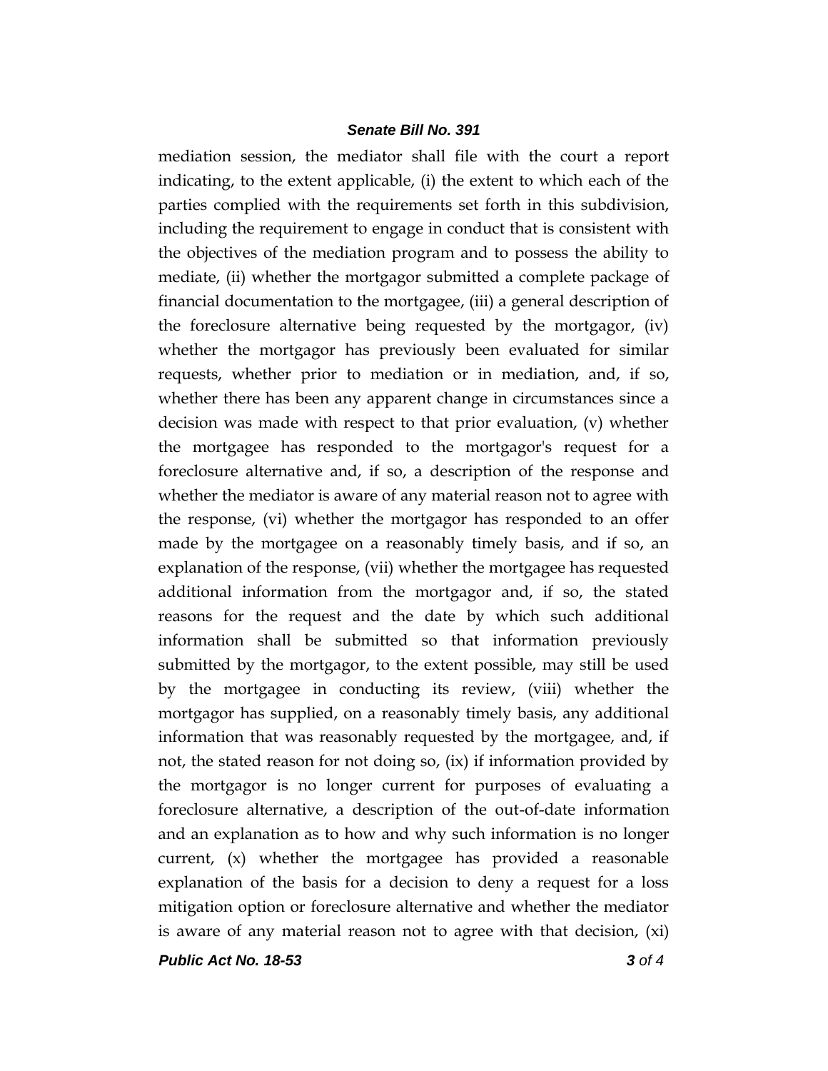mediation session, the mediator shall file with the court a report indicating, to the extent applicable, (i) the extent to which each of the parties complied with the requirements set forth in this subdivision, including the requirement to engage in conduct that is consistent with the objectives of the mediation program and to possess the ability to mediate, (ii) whether the mortgagor submitted a complete package of financial documentation to the mortgagee, (iii) a general description of the foreclosure alternative being requested by the mortgagor, (iv) whether the mortgagor has previously been evaluated for similar requests, whether prior to mediation or in mediation, and, if so, whether there has been any apparent change in circumstances since a decision was made with respect to that prior evaluation, (v) whether the mortgagee has responded to the mortgagor's request for a foreclosure alternative and, if so, a description of the response and whether the mediator is aware of any material reason not to agree with the response, (vi) whether the mortgagor has responded to an offer made by the mortgagee on a reasonably timely basis, and if so, an explanation of the response, (vii) whether the mortgagee has requested additional information from the mortgagor and, if so, the stated reasons for the request and the date by which such additional information shall be submitted so that information previously submitted by the mortgagor, to the extent possible, may still be used by the mortgagee in conducting its review, (viii) whether the mortgagor has supplied, on a reasonably timely basis, any additional information that was reasonably requested by the mortgagee, and, if not, the stated reason for not doing so, (ix) if information provided by the mortgagor is no longer current for purposes of evaluating a foreclosure alternative, a description of the out-of-date information and an explanation as to how and why such information is no longer current, (x) whether the mortgagee has provided a reasonable explanation of the basis for a decision to deny a request for a loss mitigation option or foreclosure alternative and whether the mediator is aware of any material reason not to agree with that decision, (xi)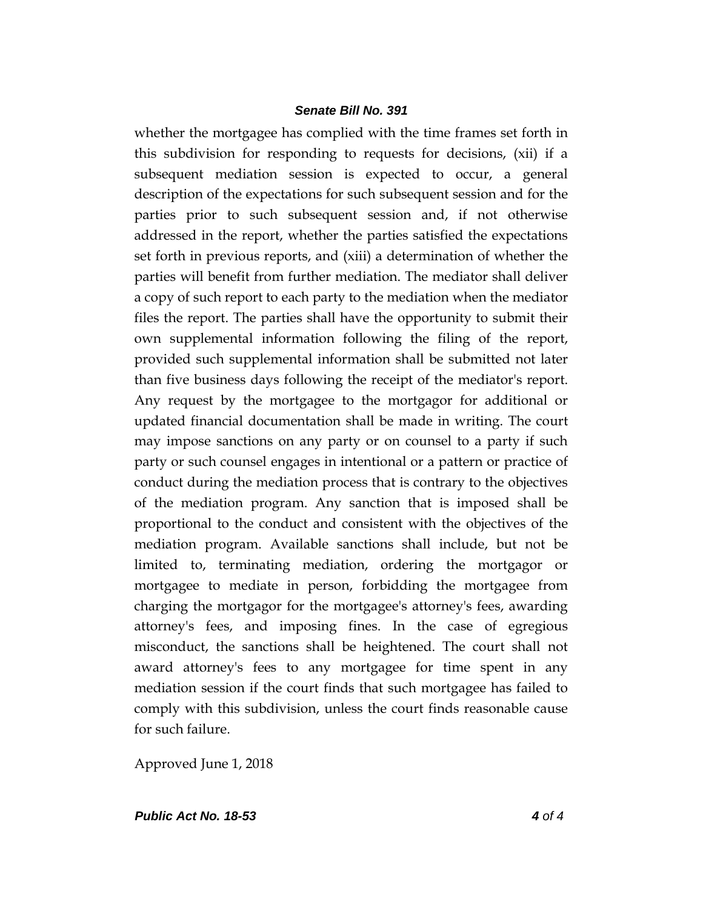whether the mortgagee has complied with the time frames set forth in this subdivision for responding to requests for decisions, (xii) if a subsequent mediation session is expected to occur, a general description of the expectations for such subsequent session and for the parties prior to such subsequent session and, if not otherwise addressed in the report, whether the parties satisfied the expectations set forth in previous reports, and (xiii) a determination of whether the parties will benefit from further mediation. The mediator shall deliver a copy of such report to each party to the mediation when the mediator files the report. The parties shall have the opportunity to submit their own supplemental information following the filing of the report, provided such supplemental information shall be submitted not later than five business days following the receipt of the mediator's report. Any request by the mortgagee to the mortgagor for additional or updated financial documentation shall be made in writing. The court may impose sanctions on any party or on counsel to a party if such party or such counsel engages in intentional or a pattern or practice of conduct during the mediation process that is contrary to the objectives of the mediation program. Any sanction that is imposed shall be proportional to the conduct and consistent with the objectives of the mediation program. Available sanctions shall include, but not be limited to, terminating mediation, ordering the mortgagor or mortgagee to mediate in person, forbidding the mortgagee from charging the mortgagor for the mortgagee's attorney's fees, awarding attorney's fees, and imposing fines. In the case of egregious misconduct, the sanctions shall be heightened. The court shall not award attorney's fees to any mortgagee for time spent in any mediation session if the court finds that such mortgagee has failed to comply with this subdivision, unless the court finds reasonable cause for such failure.

Approved June 1, 2018